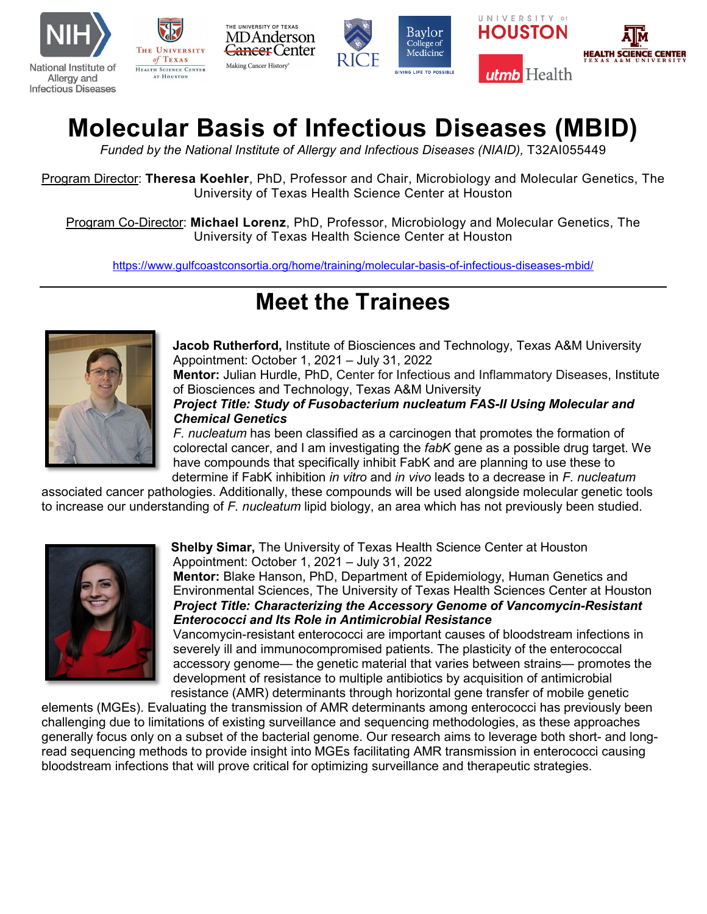# Molecular Basis of Infectious Diseases (MBID)

*Funded by the National Institute of Allergy and Infectious Diseases (NIAID),* T32AI055449

Program Director: **Theresa Koehler**, PhD, Professor and Chair, Microbiology and Molecular Genetics, The University of Texas Health Science Center at Houston

Program Co-Director: **Michael Lorenz**, PhD, Professor, Microbiology and Molecular Genetics, The University of Texas Health Science Center at Houston

https://www.gulfcoastconsortia.org/home/training/molecular-basis-of-infectious-diseases-mbid/

---

## Meet the Trainees

**Jacob Rutherford,** Institute of Biosciences and Technology, Texas A&M University
Appointment: October 1, 2021 – July 31, 2022
**Mentor:** Julian Hurdle, PhD, Center for Infectious and Inflammatory Diseases, Institute of Biosciences and Technology, Texas A&M University
***Project Title: Study of Fusobacterium nucleatum FAS-II Using Molecular and Chemical Genetics***
*F. nucleatum* has been classified as a carcinogen that promotes the formation of colorectal cancer, and I am investigating the *fabK* gene as a possible drug target. We have compounds that specifically inhibit FabK and are planning to use these to determine if FabK inhibition *in vitro* and *in vivo* leads to a decrease in *F. nucleatum* associated cancer pathologies. Additionally, these compounds will be used alongside molecular genetic tools to increase our understanding of *F. nucleatum* lipid biology, an area which has not previously been studied.

**Shelby Simar,** The University of Texas Health Science Center at Houston
Appointment: October 1, 2021 – July 31, 2022
**Mentor:** Blake Hanson, PhD, Department of Epidemiology, Human Genetics and Environmental Sciences, The University of Texas Health Sciences Center at Houston
***Project Title: Characterizing the Accessory Genome of Vancomycin-Resistant Enterococci and Its Role in Antimicrobial Resistance***
Vancomycin-resistant enterococci are important causes of bloodstream infections in severely ill and immunocompromised patients. The plasticity of the enterococcal accessory genome— the genetic material that varies between strains— promotes the development of resistance to multiple antibiotics by acquisition of antimicrobial resistance (AMR) determinants through horizontal gene transfer of mobile genetic elements (MGEs). Evaluating the transmission of AMR determinants among enterococci has previously been challenging due to limitations of existing surveillance and sequencing methodologies, as these approaches generally focus only on a subset of the bacterial genome. Our research aims to leverage both short- and long-read sequencing methods to provide insight into MGEs facilitating AMR transmission in enterococci causing bloodstream infections that will prove critical for optimizing surveillance and therapeutic strategies.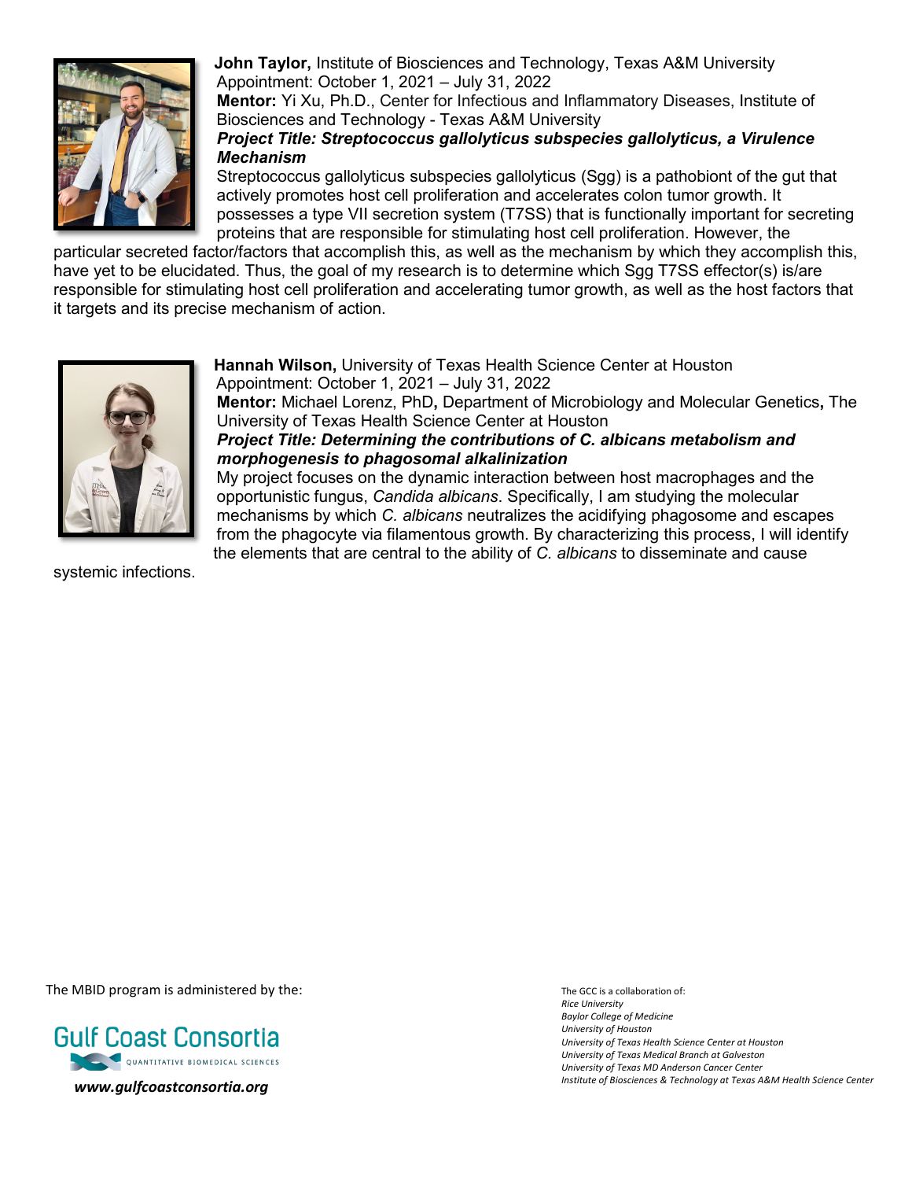**John Taylor,** Institute of Biosciences and Technology, Texas A&M University
Appointment: October 1, 2021 – July 31, 2022
**Mentor:** Yi Xu, Ph.D., Center for Infectious and Inflammatory Diseases, Institute of Biosciences and Technology - Texas A&M University
***Project Title: Streptococcus gallolyticus subspecies gallolyticus, a Virulence Mechanism***

Streptococcus gallolyticus subspecies gallolyticus (Sgg) is a pathobiont of the gut that actively promotes host cell proliferation and accelerates colon tumor growth. It possesses a type VII secretion system (T7SS) that is functionally important for secreting proteins that are responsible for stimulating host cell proliferation. However, the particular secreted factor/factors that accomplish this, as well as the mechanism by which they accomplish this, have yet to be elucidated. Thus, the goal of my research is to determine which Sgg T7SS effector(s) is/are responsible for stimulating host cell proliferation and accelerating tumor growth, as well as the host factors that it targets and its precise mechanism of action.

**Hannah Wilson,** University of Texas Health Science Center at Houston
Appointment: October 1, 2021 – July 31, 2022
**Mentor:** Michael Lorenz, PhD**,** Department of Microbiology and Molecular Genetics**,** The University of Texas Health Science Center at Houston
***Project Title: Determining the contributions of C. albicans metabolism and morphogenesis to phagosomal alkalinization***

My project focuses on the dynamic interaction between host macrophages and the opportunistic fungus, *Candida albicans*. Specifically, I am studying the molecular mechanisms by which *C. albicans* neutralizes the acidifying phagosome and escapes from the phagocyte via filamentous growth. By characterizing this process, I will identify the elements that are central to the ability of *C. albicans* to disseminate and cause systemic infections.

The MBID program is administered by the:

Gulf Coast Consortia
QUANTITATIVE BIOMEDICAL SCIENCES
***www.gulfcoastconsortia.org***

The GCC is a collaboration of:
*Rice University*
*Baylor College of Medicine*
*University of Houston*
*University of Texas Health Science Center at Houston*
*University of Texas Medical Branch at Galveston*
*University of Texas MD Anderson Cancer Center*
*Institute of Biosciences & Technology at Texas A&M Health Science Center*